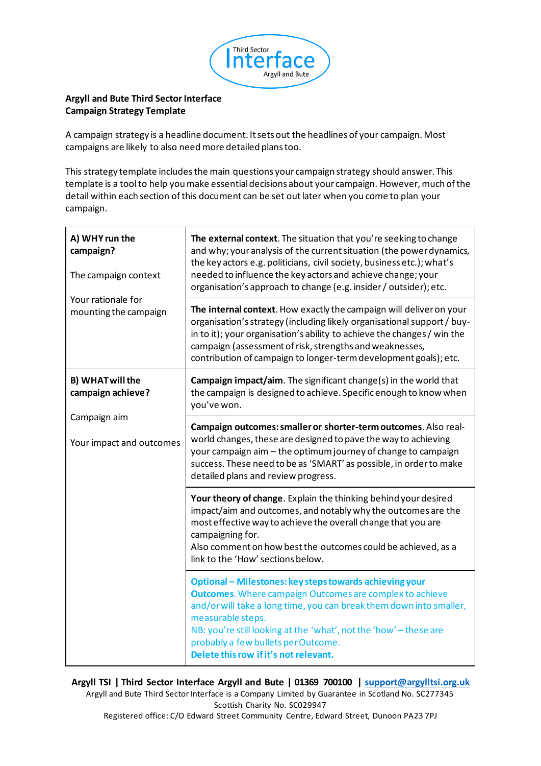**Argyll and Bute Third Sector Interface**
**Campaign Strategy Template**

A campaign strategy is a headline document. It sets out the headlines of your campaign. Most campaigns are likely to also need more detailed plans too.

This strategy template includes the main questions your campaign strategy should answer. This template is a tool to help you make essential decisions about your campaign. However, much of the detail within each section of this document can be set out later when you come to plan your campaign.

| | |
|---|---|
| **A) WHY run the campaign?**<br><br>The campaign context<br><br>Your rationale for mounting the campaign | **The external context**. The situation that you're seeking to change and why; your analysis of the current situation (the power dynamics, the key actors e.g. politicians, civil society, business etc.); what's needed to influence the key actors and achieve change; your organisation's approach to change (e.g. insider / outsider); etc. |
| | **The internal context**. How exactly the campaign will deliver on your organisation's strategy (including likely organisational support / buy-in to it); your organisation's ability to achieve the changes / win the campaign (assessment of risk, strengths and weaknesses, contribution of campaign to longer-term development goals); etc. |
| **B) WHAT will the campaign achieve?**<br><br>Campaign aim<br><br>Your impact and outcomes | **Campaign impact/aim**. The significant change(s) in the world that the campaign is designed to achieve. Specific enough to know when you've won. |
| | **Campaign outcomes: smaller or shorter-term outcomes**. Also real-world changes, these are designed to pave the way to achieving your campaign aim – the optimum journey of change to campaign success. These need to be as 'SMART' as possible, in order to make detailed plans and review progress. |
| | **Your theory of change**. Explain the thinking behind your desired impact/aim and outcomes, and notably why the outcomes are the most effective way to achieve the overall change that you are campaigning for.<br>Also comment on how best the outcomes could be achieved, as a link to the 'How' sections below. |
| | **Optional – Milestones: key steps towards achieving your Outcomes**. Where campaign Outcomes are complex to achieve and/or will take a long time, you can break them down into smaller, measurable steps.<br>NB: you're still looking at the 'what', not the 'how' – these are probably a few bullets per Outcome.<br>**Delete this row if it's not relevant.** |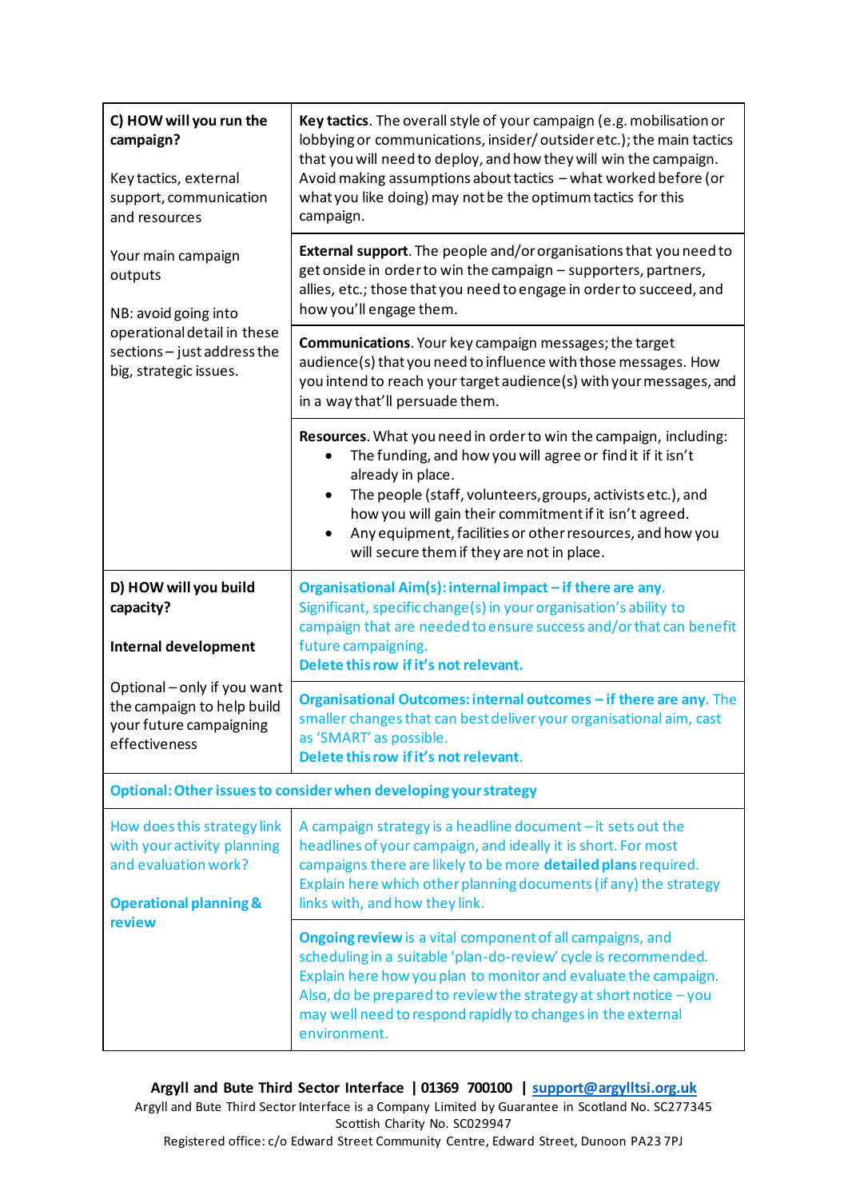| | |
|---|---|
| **C) HOW will you run the campaign?**<br><br>Key tactics, external support, communication and resources<br><br>Your main campaign outputs<br><br>NB: avoid going into operational detail in these sections – just address the big, strategic issues. | **Key tactics**. The overall style of your campaign (e.g. mobilisation or lobbying or communications, insider/ outsider etc.); the main tactics that you will need to deploy, and how they will win the campaign. Avoid making assumptions about tactics – what worked before (or what you like doing) may not be the optimum tactics for this campaign. |
| | **External support**. The people and/or organisations that you need to get onside in order to win the campaign – supporters, partners, allies, etc.; those that you need to engage in order to succeed, and how you'll engage them. |
| | **Communications**. Your key campaign messages; the target audience(s) that you need to influence with those messages. How you intend to reach your target audience(s) with your messages, and in a way that'll persuade them. |
| | **Resources**. What you need in order to win the campaign, including:<br>• The funding, and how you will agree or find it if it isn't already in place.<br>• The people (staff, volunteers, groups, activists etc.), and how you will gain their commitment if it isn't agreed.<br>• Any equipment, facilities or other resources, and how you will secure them if they are not in place. |
| **D) HOW will you build capacity?**<br><br>**Internal development**<br><br>Optional – only if you want the campaign to help build your future campaigning effectiveness | **Organisational Aim(s): internal impact – if there are any**. Significant, specific change(s) in your organisation's ability to campaign that are needed to ensure success and/or that can benefit future campaigning.<br>**Delete this row if it's not relevant.** |
| | **Organisational Outcomes: internal outcomes – if there are any**. The smaller changes that can best deliver your organisational aim, cast as 'SMART' as possible.<br>**Delete this row if it's not relevant**. |
| **Optional: Other issues to consider when developing your strategy** | |
| How does this strategy link with your activity planning and evaluation work?<br><br>**Operational planning & review** | A campaign strategy is a headline document – it sets out the headlines of your campaign, and ideally it is short. For most campaigns there are likely to be more **detailed plans** required. Explain here which other planning documents (if any) the strategy links with, and how they link. |
| | **Ongoing review** is a vital component of all campaigns, and scheduling in a suitable 'plan-do-review' cycle is recommended. Explain here how you plan to monitor and evaluate the campaign. Also, do be prepared to review the strategy at short notice – you may well need to respond rapidly to changes in the external environment. |

**Argyll and Bute Third Sector Interface | 01369 700100 | support@argylltsi.org.uk**
Argyll and Bute Third Sector Interface is a Company Limited by Guarantee in Scotland No. SC277345
Scottish Charity No. SC029947
Registered office: c/o Edward Street Community Centre, Edward Street, Dunoon PA23 7PJ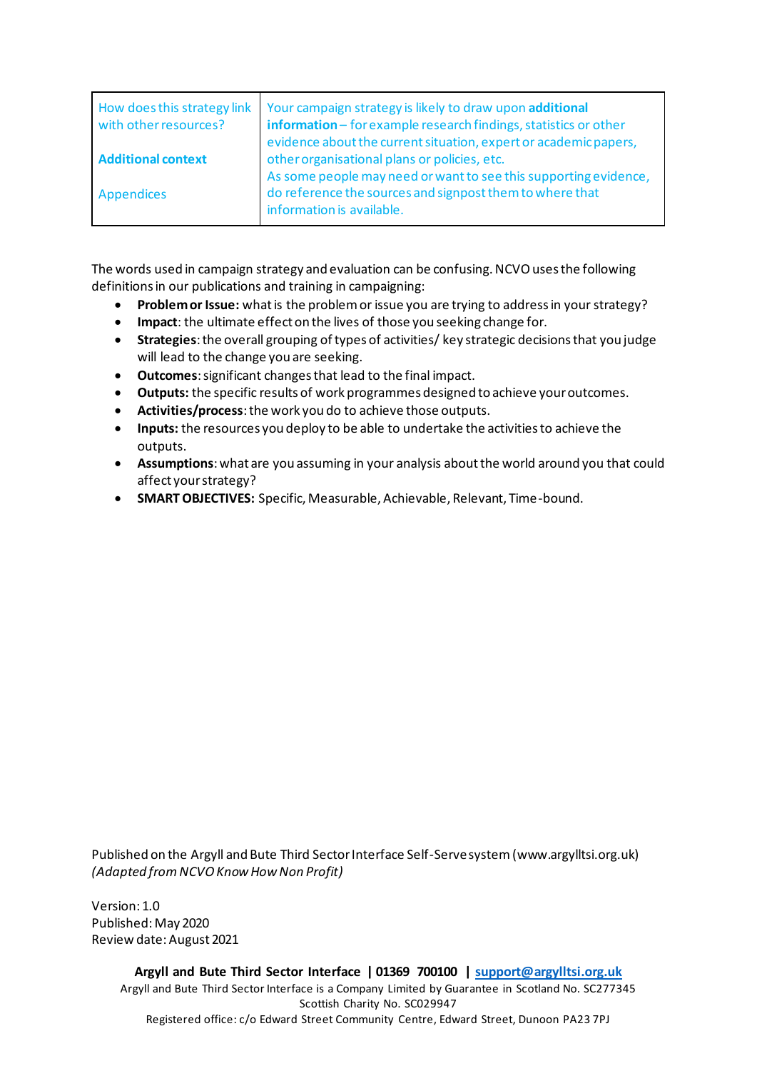| | |
|---|---|
| How does this strategy link with other resources?<br><br>**Additional context**<br><br>Appendices | Your campaign strategy is likely to draw upon **additional information** – for example research findings, statistics or other evidence about the current situation, expert or academic papers, other organisational plans or policies, etc.<br>As some people may need or want to see this supporting evidence, do reference the sources and signpost them to where that information is available. |

The words used in campaign strategy and evaluation can be confusing. NCVO uses the following definitions in our publications and training in campaigning:

- **Problem or Issue:** what is the problem or issue you are trying to address in your strategy?
- **Impact**: the ultimate effect on the lives of those you seeking change for.
- **Strategies**: the overall grouping of types of activities/ key strategic decisions that you judge will lead to the change you are seeking.
- **Outcomes**: significant changes that lead to the final impact.
- **Outputs:** the specific results of work programmes designed to achieve your outcomes.
- **Activities/process**: the work you do to achieve those outputs.
- **Inputs:** the resources you deploy to be able to undertake the activities to achieve the outputs.
- **Assumptions**: what are you assuming in your analysis about the world around you that could affect your strategy?
- **SMART OBJECTIVES:** Specific, Measurable, Achievable, Relevant, Time-bound.

Published on the Argyll and Bute Third Sector Interface Self-Serve system (www.argylltsi.org.uk)
*(Adapted from NCVO Know How Non Profit)*

Version: 1.0
Published: May 2020
Review date: August 2021

**Argyll and Bute Third Sector Interface | 01369 700100 | support@argylltsi.org.uk**
Argyll and Bute Third Sector Interface is a Company Limited by Guarantee in Scotland No. SC277345
Scottish Charity No. SC029947
Registered office: c/o Edward Street Community Centre, Edward Street, Dunoon PA23 7PJ